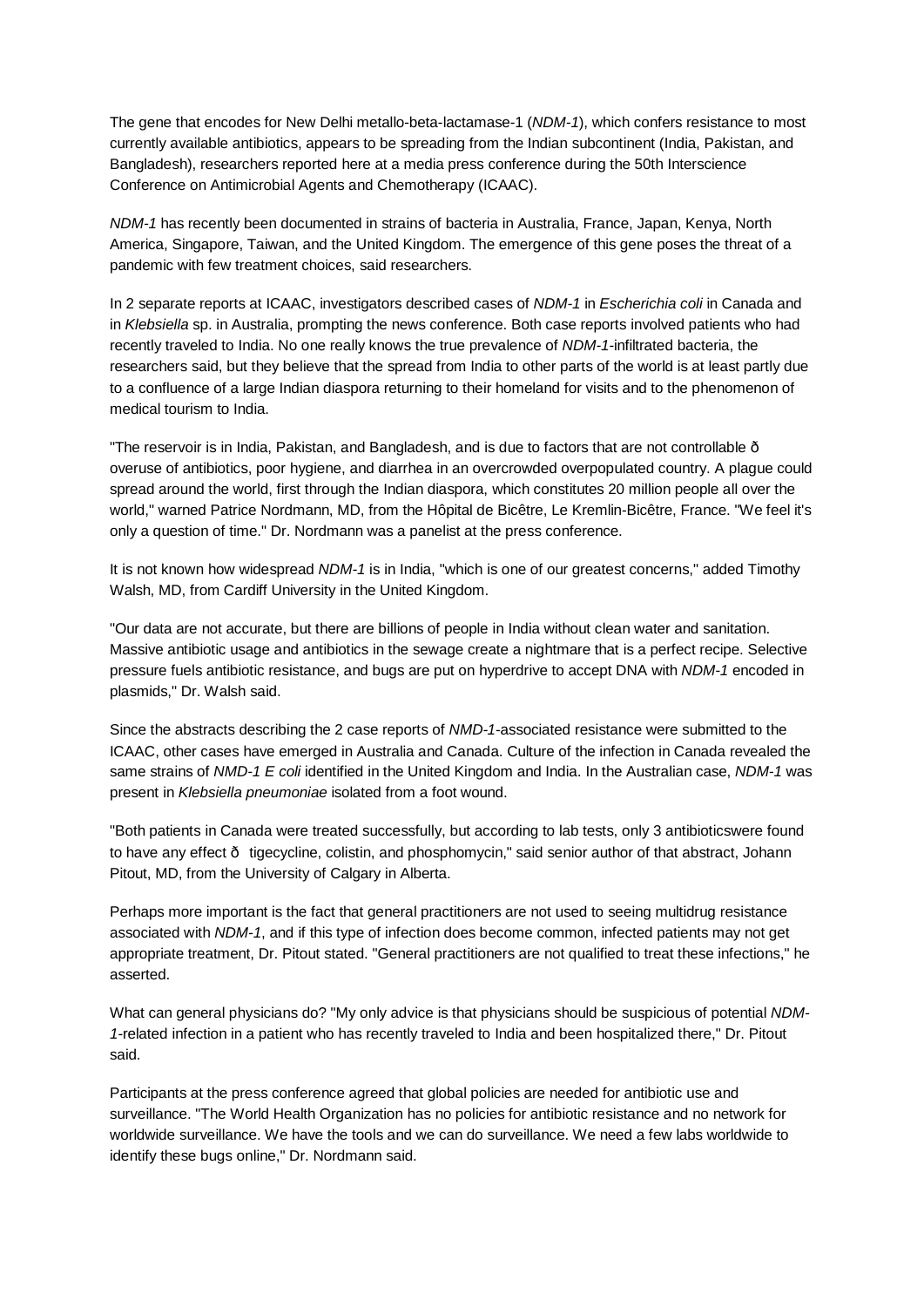The gene that encodes for New Delhi metallo-beta-lactamase-1 (*NDM-1*), which confers resistance to most currently available antibiotics, appears to be spreading from the Indian subcontinent (India, Pakistan, and Bangladesh), researchers reported here at a media press conference during the 50th Interscience Conference on Antimicrobial Agents and Chemotherapy (ICAAC).

*NDM-1* has recently been documented in strains of bacteria in Australia, France, Japan, Kenya, North America, Singapore, Taiwan, and the United Kingdom. The emergence of this gene poses the threat of a pandemic with few treatment choices, said researchers.

In 2 separate reports at ICAAC, investigators described cases of *NDM-1* in *Escherichia coli* in Canada and in *Klebsiella* sp. in Australia, prompting the news conference. Both case reports involved patients who had recently traveled to India. No one really knows the true prevalence of *NDM-1*-infiltrated bacteria, the researchers said, but they believe that the spread from India to other parts of the world is at least partly due to a confluence of a large Indian diaspora returning to their homeland for visits and to the phenomenon of medical tourism to India.

"The reservoir is in India, Pakistan, and Bangladesh, and is due to factors that are not controllable ð overuse of antibiotics, poor hygiene, and diarrhea in an overcrowded overpopulated country. A plague could spread around the world, first through the Indian diaspora, which constitutes 20 million people all over the world," warned Patrice Nordmann, MD, from the Hôpital de Bicêtre, Le Kremlin-Bicêtre, France. "We feel it's only a question of time." Dr. Nordmann was a panelist at the press conference.

It is not known how widespread *NDM-1* is in India, "which is one of our greatest concerns," added Timothy Walsh, MD, from Cardiff University in the United Kingdom.

"Our data are not accurate, but there are billions of people in India without clean water and sanitation. Massive antibiotic usage and antibiotics in the sewage create a nightmare that is a perfect recipe. Selective pressure fuels antibiotic resistance, and bugs are put on hyperdrive to accept DNA with *NDM-1* encoded in plasmids," Dr. Walsh said.

Since the abstracts describing the 2 case reports of *NMD-1*-associated resistance were submitted to the ICAAC, other cases have emerged in Australia and Canada. Culture of the infection in Canada revealed the same strains of *NMD-1 E coli* identified in the United Kingdom and India. In the Australian case, *NDM-1* was present in *Klebsiella pneumoniae* isolated from a foot wound.

"Both patients in Canada were treated successfully, but according to lab tests, only 3 antibioticswere found to have any effect ð tigecycline, colistin, and phosphomycin," said senior author of that abstract, Johann Pitout, MD, from the University of Calgary in Alberta.

Perhaps more important is the fact that general practitioners are not used to seeing multidrug resistance associated with *NDM-1*, and if this type of infection does become common, infected patients may not get appropriate treatment, Dr. Pitout stated. "General practitioners are not qualified to treat these infections," he asserted.

What can general physicians do? "My only advice is that physicians should be suspicious of potential *NDM-1*-related infection in a patient who has recently traveled to India and been hospitalized there," Dr. Pitout said.

Participants at the press conference agreed that global policies are needed for antibiotic use and surveillance. "The World Health Organization has no policies for antibiotic resistance and no network for worldwide surveillance. We have the tools and we can do surveillance. We need a few labs worldwide to identify these bugs online," Dr. Nordmann said.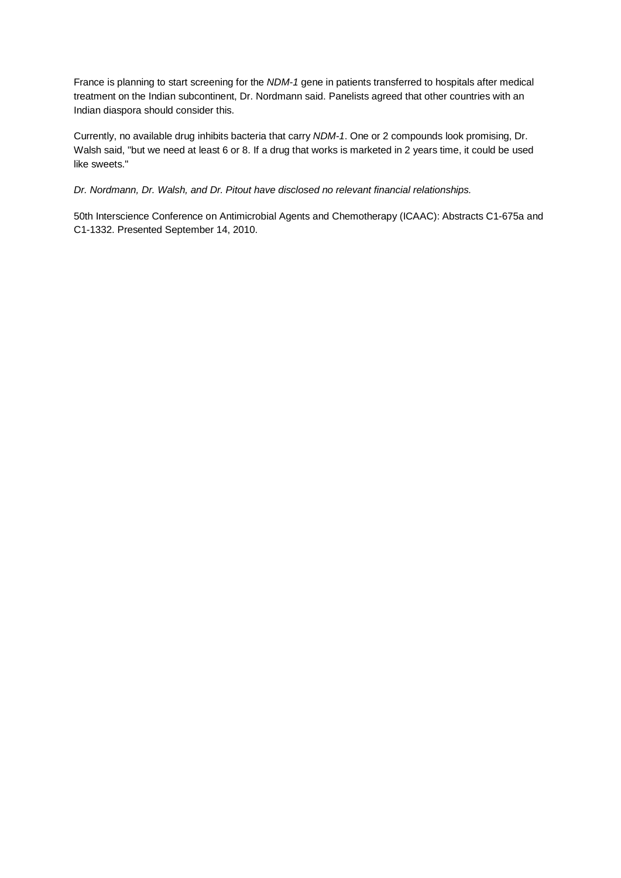France is planning to start screening for the *NDM-1* gene in patients transferred to hospitals after medical treatment on the Indian subcontinent, Dr. Nordmann said. Panelists agreed that other countries with an Indian diaspora should consider this.

Currently, no available drug inhibits bacteria that carry *NDM-1*. One or 2 compounds look promising, Dr. Walsh said, "but we need at least 6 or 8. If a drug that works is marketed in 2 years time, it could be used like sweets."

*Dr. Nordmann, Dr. Walsh, and Dr. Pitout have disclosed no relevant financial relationships.*

50th Interscience Conference on Antimicrobial Agents and Chemotherapy (ICAAC): Abstracts C1-675a and C1-1332. Presented September 14, 2010.